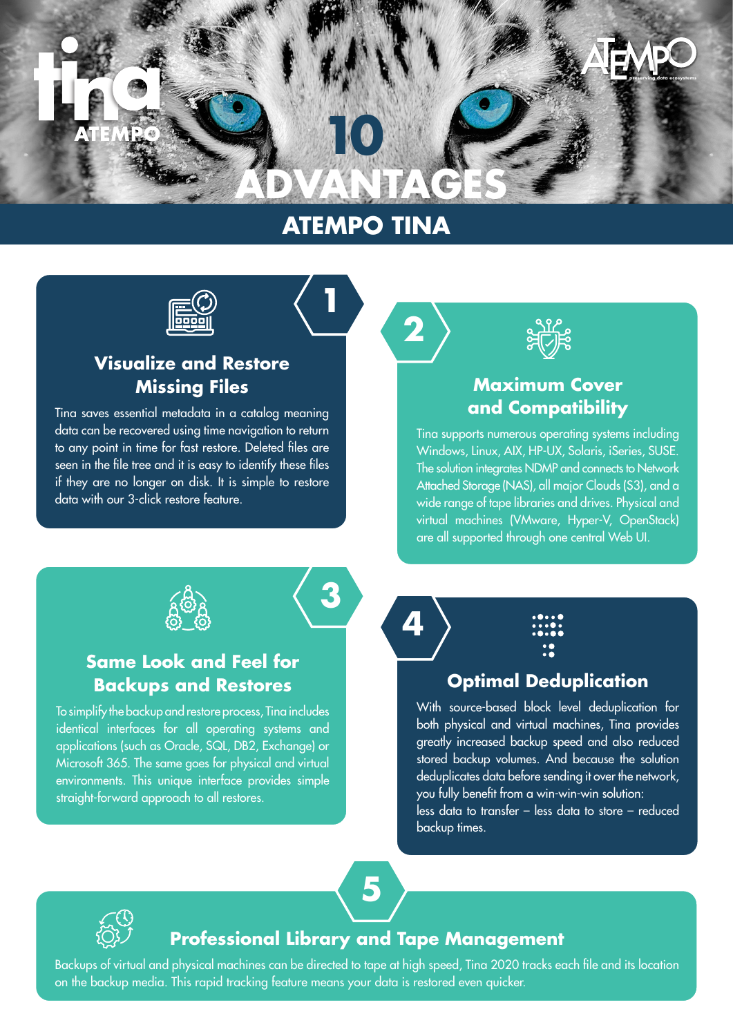# 10 ADVANTAGES

## ATEMPO TINA

### 1. Visualize and Restore Missing Files

Tina saves essential metadata in a catalog meaning data can be recovered using time navigation to return to any point in time for fast restore. Deleted files are seen in the file tree and it is easy to identify these files if they are no longer on disk. It is simple to restore data with our 3-click restore feature.

### 2. Maximum Cover and Compatibility

Tina supports numerous operating systems including Windows, Linux, AIX, HP-UX, Solaris, iSeries, SUSE. The solution integrates NDMP and connects to Network Attached Storage (NAS), all major Clouds (S3), and a wide range of tape libraries and drives. Physical and virtual machines (VMware, Hyper-V, OpenStack) are all supported through one central Web UI.

### 3. Same Look and Feel for Backups and Restores

To simplify the backup and restore process, Tina includes identical interfaces for all operating systems and applications (such as Oracle, SQL, DB2, Exchange) or Microsoft 365. The same goes for physical and virtual environments. This unique interface provides simple straight-forward approach to all restores.

### 4. Optimal Deduplication

With source-based block level deduplication for both physical and virtual machines, Tina provides greatly increased backup speed and also reduced stored backup volumes. And because the solution deduplicates data before sending it over the network, you fully benefit from a win-win-win solution:
less data to transfer – less data to store – reduced backup times.

### 5. Professional Library and Tape Management

Backups of virtual and physical machines can be directed to tape at high speed, Tina 2020 tracks each file and its location on the backup media. This rapid tracking feature means your data is restored even quicker.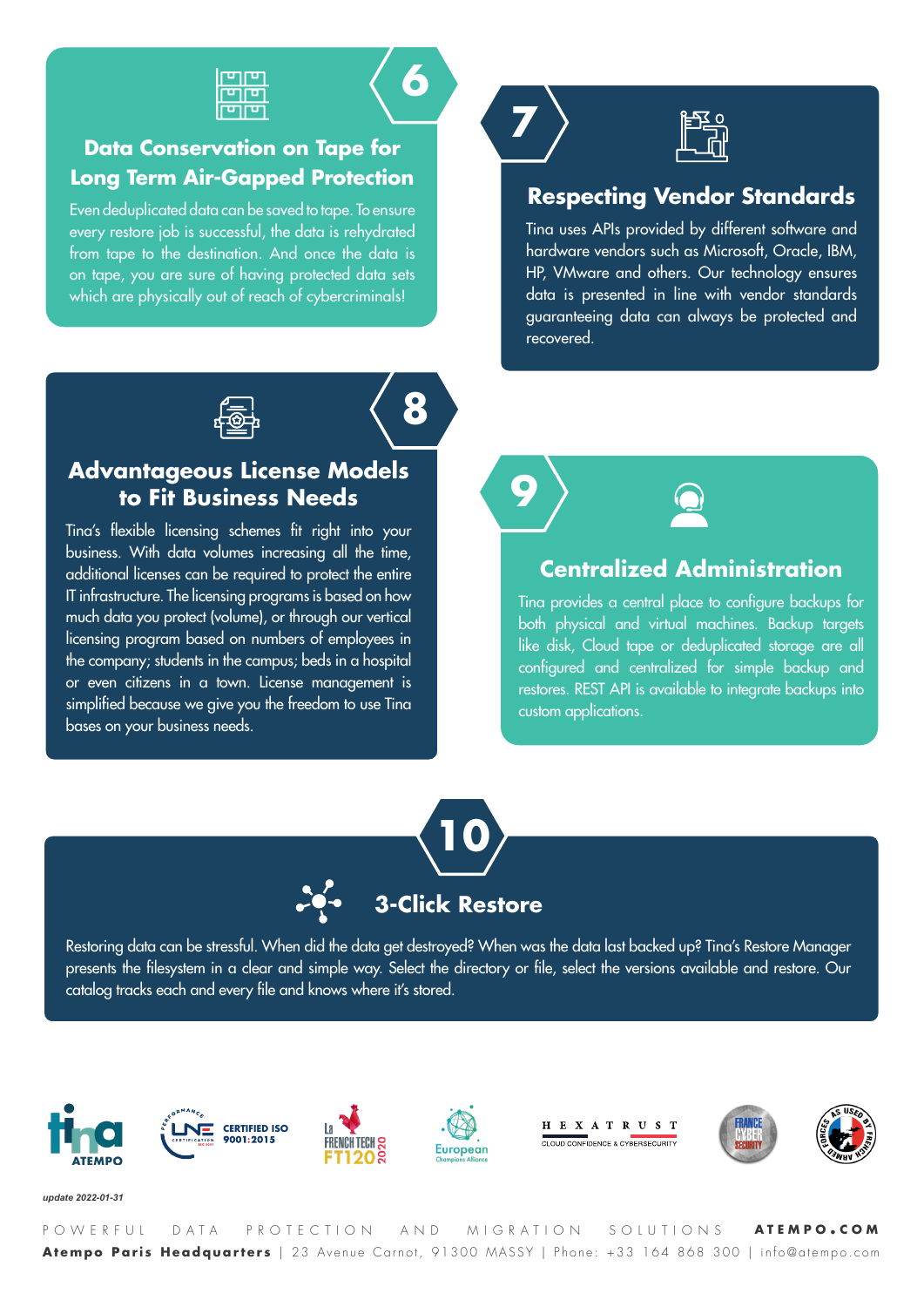## 6

### Data Conservation on Tape for Long Term Air-Gapped Protection

Even deduplicated data can be saved to tape. To ensure every restore job is successful, the data is rehydrated from tape to the destination. And once the data is on tape, you are sure of having protected data sets which are physically out of reach of cybercriminals!

## 7

### Respecting Vendor Standards

Tina uses APIs provided by different software and hardware vendors such as Microsoft, Oracle, IBM, HP, VMware and others. Our technology ensures data is presented in line with vendor standards guaranteeing data can always be protected and recovered.

## 8

### Advantageous License Models to Fit Business Needs

Tina's flexible licensing schemes fit right into your business. With data volumes increasing all the time, additional licenses can be required to protect the entire IT infrastructure. The licensing programs is based on how much data you protect (volume), or through our vertical licensing program based on numbers of employees in the company; students in the campus; beds in a hospital or even citizens in a town. License management is simplified because we give you the freedom to use Tina bases on your business needs.

## 9

### Centralized Administration

Tina provides a central place to configure backups for both physical and virtual machines. Backup targets like disk, Cloud tape or deduplicated storage are all configured and centralized for simple backup and restores. REST API is available to integrate backups into custom applications.

## 10

### 3-Click Restore

Restoring data can be stressful. When did the data get destroyed? When was the data last backed up? Tina's Restore Manager presents the filesystem in a clear and simple way. Select the directory or file, select the versions available and restore. Our catalog tracks each and every file and knows where it's stored.

tina ATEMPO | CERTIFIED ISO 9001:2015 | La FRENCH TECH FT120 2020 | European Champions Alliance | HEXATRUST CLOUD CONFIDENCE & CYBERSECURITY | FRANCE CYBER SECURITY | AS USED BY FRENCH ARMED FORCES

*update 2022-01-31*

POWERFUL DATA PROTECTION AND MIGRATION SOLUTIONS **ATEMPO.COM**

**Atempo Paris Headquarters** | 23 Avenue Carnot, 91300 MASSY | Phone: +33 164 868 300 | info@atempo.com